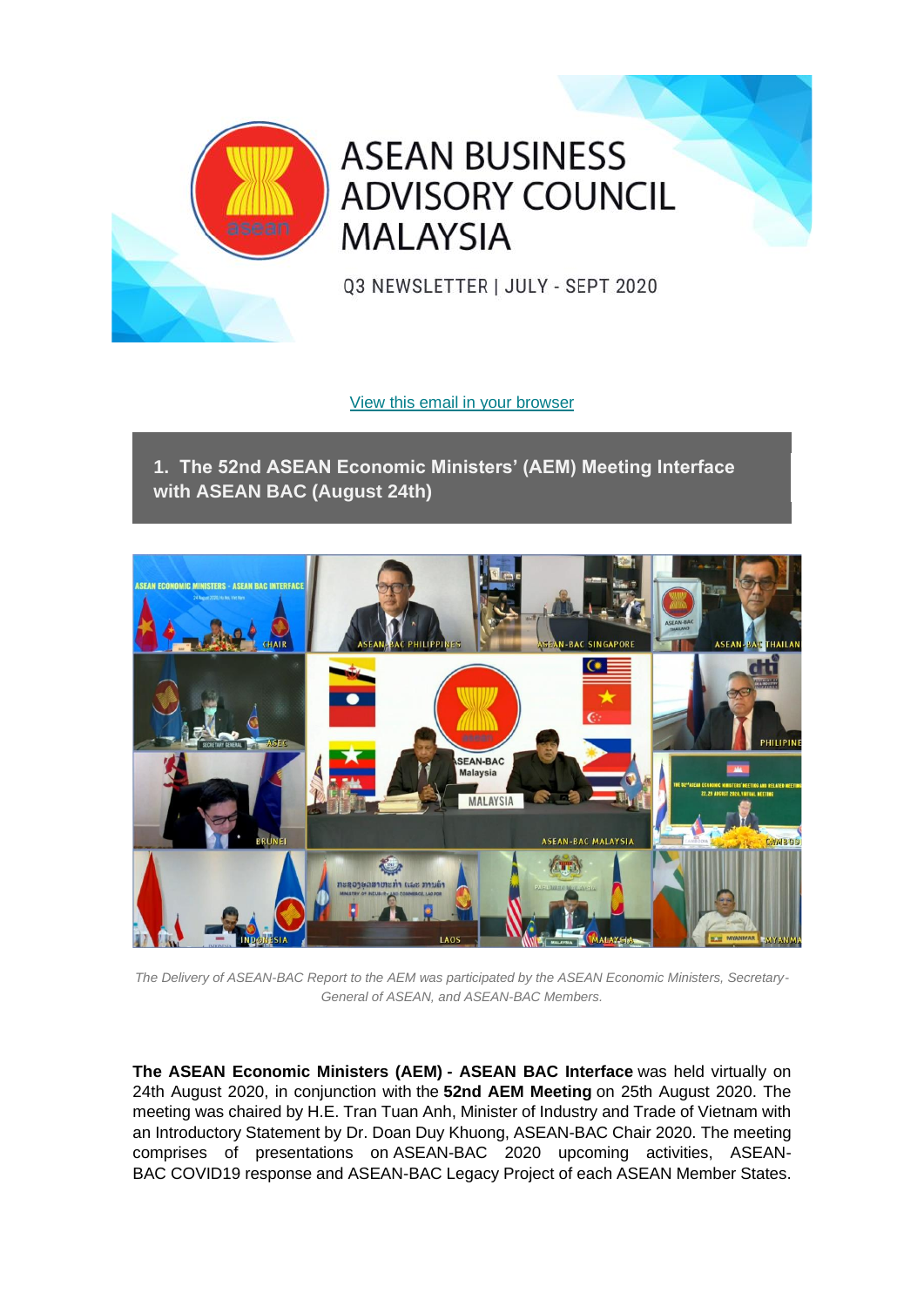# ASEAN BUSINESS ADVISORY COUNCIL MALAYSIA

Q3 NEWSLETTER | JULY - SEPT 2020

View this email in your browser

## 1. The 52nd ASEAN Economic Ministers' (AEM) Meeting Interface with ASEAN BAC (August 24th)

*The Delivery of ASEAN-BAC Report to the AEM was participated by the ASEAN Economic Ministers, Secretary-General of ASEAN, and ASEAN-BAC Members.*

**The ASEAN Economic Ministers (AEM) - ASEAN BAC Interface** was held virtually on 24th August 2020, in conjunction with the **52nd AEM Meeting** on 25th August 2020. The meeting was chaired by H.E. Tran Tuan Anh, Minister of Industry and Trade of Vietnam with an Introductory Statement by Dr. Doan Duy Khuong, ASEAN-BAC Chair 2020. The meeting comprises of presentations on ASEAN-BAC 2020 upcoming activities, ASEAN-BAC COVID19 response and ASEAN-BAC Legacy Project of each ASEAN Member States.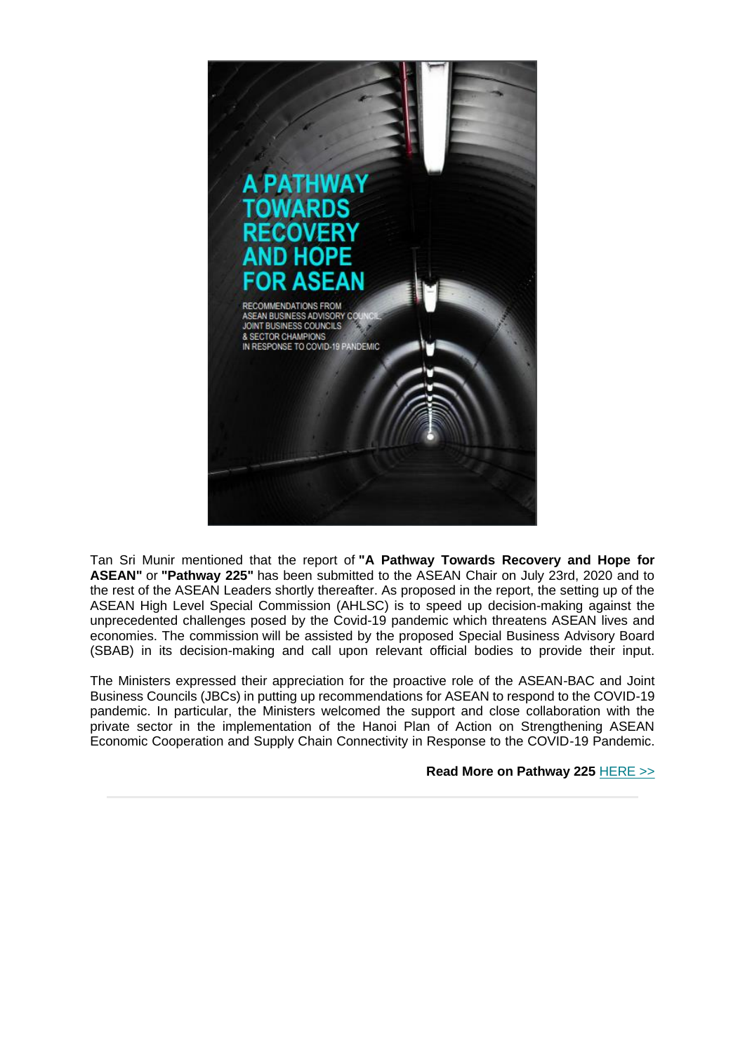Tan Sri Munir mentioned that the report of **"A Pathway Towards Recovery and Hope for ASEAN"** or **"Pathway 225"** has been submitted to the ASEAN Chair on July 23rd, 2020 and to the rest of the ASEAN Leaders shortly thereafter. As proposed in the report, the setting up of the ASEAN High Level Special Commission (AHLSC) is to speed up decision-making against the unprecedented challenges posed by the Covid-19 pandemic which threatens ASEAN lives and economies. The commission will be assisted by the proposed Special Business Advisory Board (SBAB) in its decision-making and call upon relevant official bodies to provide their input.

The Ministers expressed their appreciation for the proactive role of the ASEAN-BAC and Joint Business Councils (JBCs) in putting up recommendations for ASEAN to respond to the COVID-19 pandemic. In particular, the Ministers welcomed the support and close collaboration with the private sector in the implementation of the Hanoi Plan of Action on Strengthening ASEAN Economic Cooperation and Supply Chain Connectivity in Response to the COVID-19 Pandemic.

**Read More on Pathway 225** HERE >>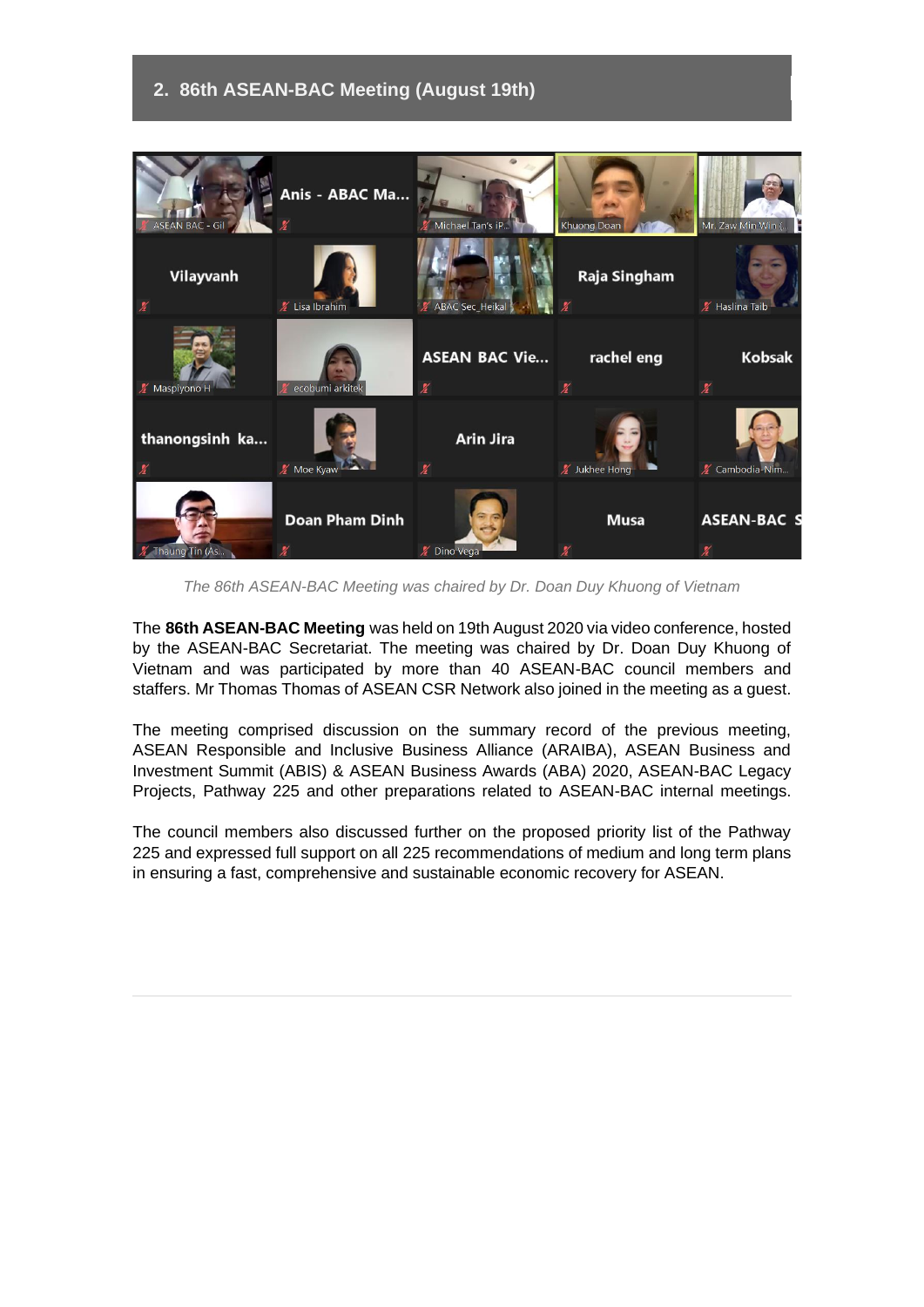## 2. 86th ASEAN-BAC Meeting (August 19th)

*The 86th ASEAN-BAC Meeting was chaired by Dr. Doan Duy Khuong of Vietnam*

The **86th ASEAN-BAC Meeting** was held on 19th August 2020 via video conference, hosted by the ASEAN-BAC Secretariat. The meeting was chaired by Dr. Doan Duy Khuong of Vietnam and was participated by more than 40 ASEAN-BAC council members and staffers. Mr Thomas Thomas of ASEAN CSR Network also joined in the meeting as a guest.

The meeting comprised discussion on the summary record of the previous meeting, ASEAN Responsible and Inclusive Business Alliance (ARAIBA), ASEAN Business and Investment Summit (ABIS) & ASEAN Business Awards (ABA) 2020, ASEAN-BAC Legacy Projects, Pathway 225 and other preparations related to ASEAN-BAC internal meetings.

The council members also discussed further on the proposed priority list of the Pathway 225 and expressed full support on all 225 recommendations of medium and long term plans in ensuring a fast, comprehensive and sustainable economic recovery for ASEAN.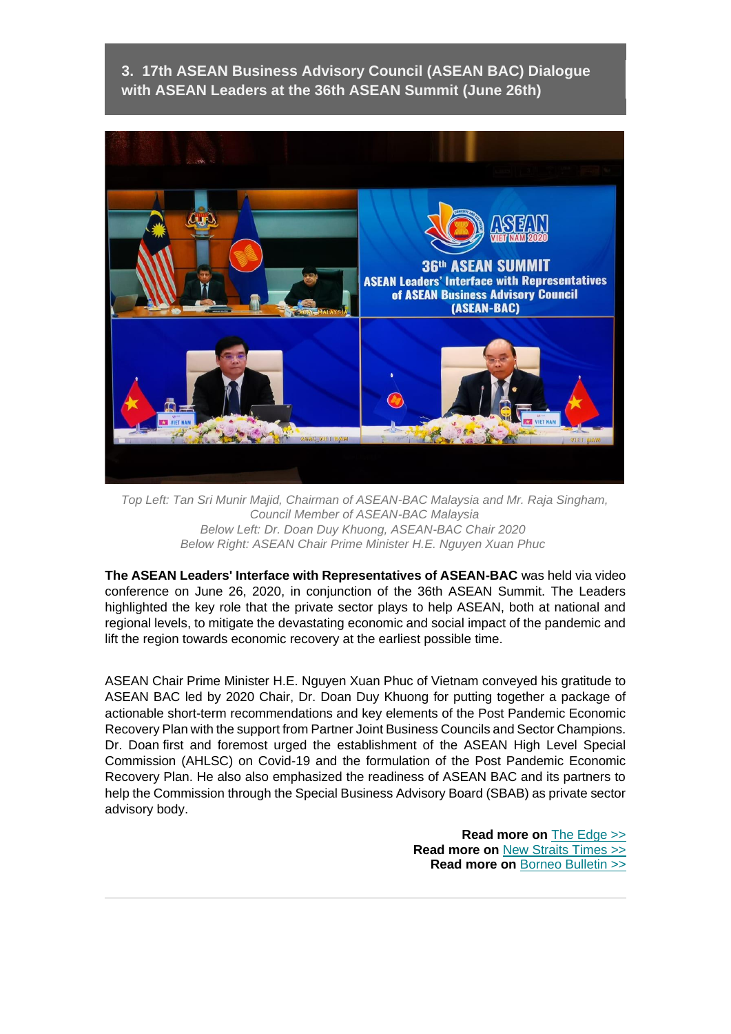### 3. 17th ASEAN Business Advisory Council (ASEAN BAC) Dialogue with ASEAN Leaders at the 36th ASEAN Summit (June 26th)

*Top Left: Tan Sri Munir Majid, Chairman of ASEAN-BAC Malaysia and Mr. Raja Singham, Council Member of ASEAN-BAC Malaysia*
*Below Left: Dr. Doan Duy Khuong, ASEAN-BAC Chair 2020*
*Below Right: ASEAN Chair Prime Minister H.E. Nguyen Xuan Phuc*

**The ASEAN Leaders' Interface with Representatives of ASEAN-BAC** was held via video conference on June 26, 2020, in conjunction of the 36th ASEAN Summit. The Leaders highlighted the key role that the private sector plays to help ASEAN, both at national and regional levels, to mitigate the devastating economic and social impact of the pandemic and lift the region towards economic recovery at the earliest possible time.

ASEAN Chair Prime Minister H.E. Nguyen Xuan Phuc of Vietnam conveyed his gratitude to ASEAN BAC led by 2020 Chair, Dr. Doan Duy Khuong for putting together a package of actionable short-term recommendations and key elements of the Post Pandemic Economic Recovery Plan with the support from Partner Joint Business Councils and Sector Champions. Dr. Doan first and foremost urged the establishment of the ASEAN High Level Special Commission (AHLSC) on Covid-19 and the formulation of the Post Pandemic Economic Recovery Plan. He also also emphasized the readiness of ASEAN BAC and its partners to help the Commission through the Special Business Advisory Board (SBAB) as private sector advisory body.

**Read more on** The Edge >>
**Read more on** New Straits Times >>
**Read more on** Borneo Bulletin >>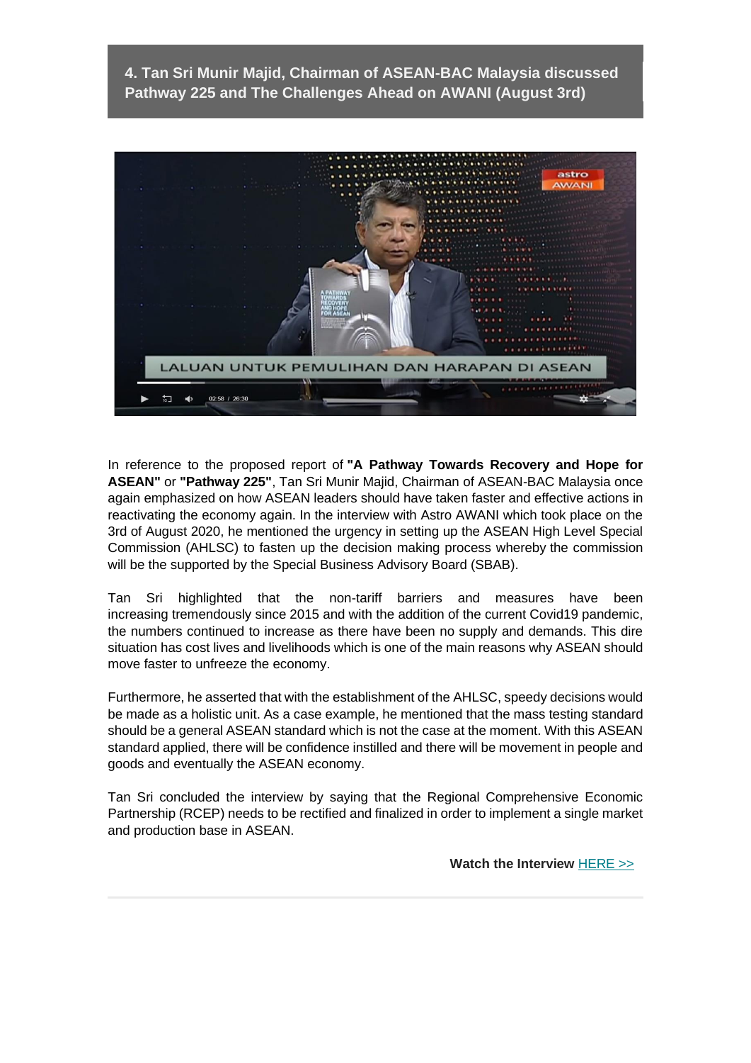## 4. Tan Sri Munir Majid, Chairman of ASEAN-BAC Malaysia discussed Pathway 225 and The Challenges Ahead on AWANI (August 3rd)

In reference to the proposed report of **"A Pathway Towards Recovery and Hope for ASEAN"** or **"Pathway 225"**, Tan Sri Munir Majid, Chairman of ASEAN-BAC Malaysia once again emphasized on how ASEAN leaders should have taken faster and effective actions in reactivating the economy again. In the interview with Astro AWANI which took place on the 3rd of August 2020, he mentioned the urgency in setting up the ASEAN High Level Special Commission (AHLSC) to fasten up the decision making process whereby the commission will be the supported by the Special Business Advisory Board (SBAB).

Tan Sri highlighted that the non-tariff barriers and measures have been increasing tremendously since 2015 and with the addition of the current Covid19 pandemic, the numbers continued to increase as there have been no supply and demands. This dire situation has cost lives and livelihoods which is one of the main reasons why ASEAN should move faster to unfreeze the economy.

Furthermore, he asserted that with the establishment of the AHLSC, speedy decisions would be made as a holistic unit. As a case example, he mentioned that the mass testing standard should be a general ASEAN standard which is not the case at the moment. With this ASEAN standard applied, there will be confidence instilled and there will be movement in people and goods and eventually the ASEAN economy.

Tan Sri concluded the interview by saying that the Regional Comprehensive Economic Partnership (RCEP) needs to be rectified and finalized in order to implement a single market and production base in ASEAN.

**Watch the Interview** HERE >>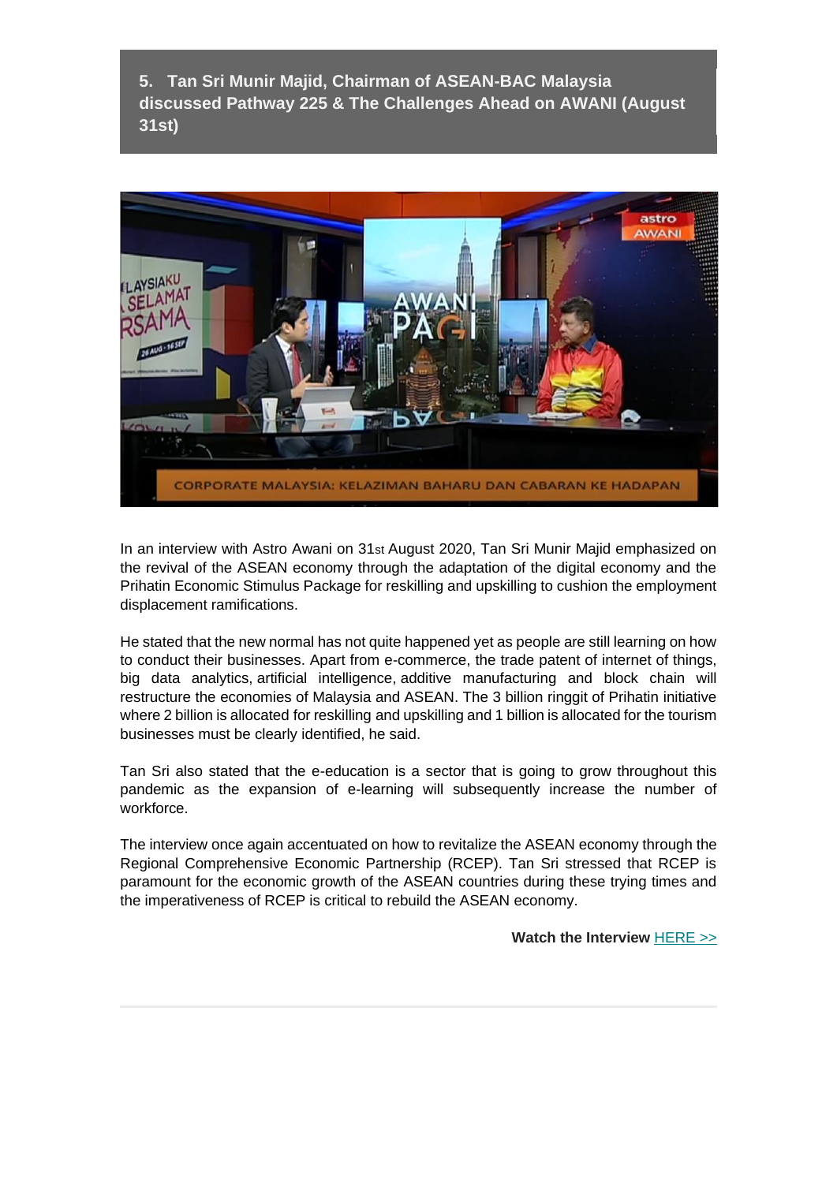### 5. Tan Sri Munir Majid, Chairman of ASEAN-BAC Malaysia discussed Pathway 225 & The Challenges Ahead on AWANI (August 31st)

In an interview with Astro Awani on 31st August 2020, Tan Sri Munir Majid emphasized on the revival of the ASEAN economy through the adaptation of the digital economy and the Prihatin Economic Stimulus Package for reskilling and upskilling to cushion the employment displacement ramifications.

He stated that the new normal has not quite happened yet as people are still learning on how to conduct their businesses. Apart from e-commerce, the trade patent of internet of things, big data analytics, artificial intelligence, additive manufacturing and block chain will restructure the economies of Malaysia and ASEAN. The 3 billion ringgit of Prihatin initiative where 2 billion is allocated for reskilling and upskilling and 1 billion is allocated for the tourism businesses must be clearly identified, he said.

Tan Sri also stated that the e-education is a sector that is going to grow throughout this pandemic as the expansion of e-learning will subsequently increase the number of workforce.

The interview once again accentuated on how to revitalize the ASEAN economy through the Regional Comprehensive Economic Partnership (RCEP). Tan Sri stressed that RCEP is paramount for the economic growth of the ASEAN countries during these trying times and the imperativeness of RCEP is critical to rebuild the ASEAN economy.

**Watch the Interview** HERE >>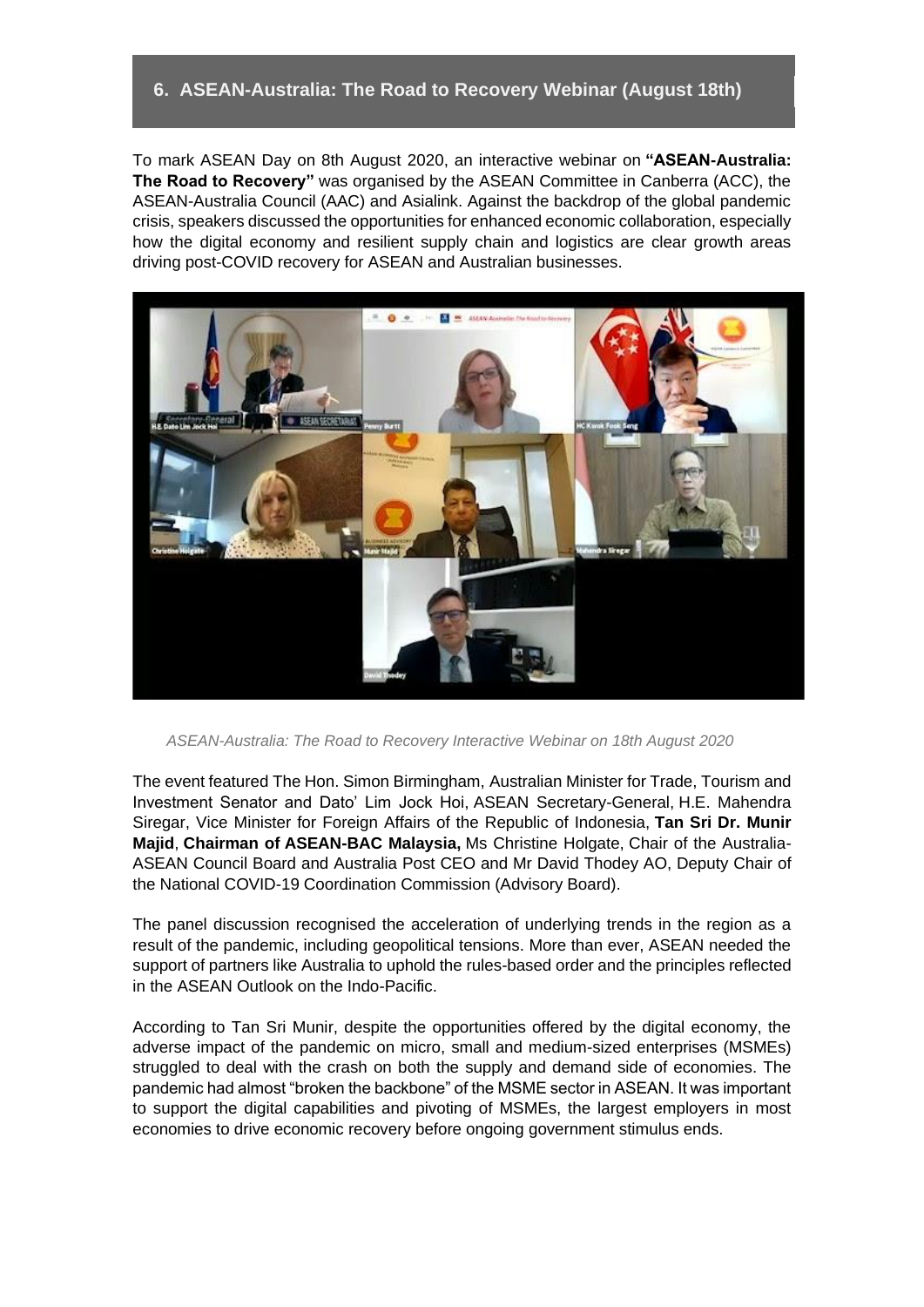## 6. ASEAN-Australia: The Road to Recovery Webinar (August 18th)

To mark ASEAN Day on 8th August 2020, an interactive webinar on **"ASEAN-Australia: The Road to Recovery"** was organised by the ASEAN Committee in Canberra (ACC), the ASEAN-Australia Council (AAC) and Asialink. Against the backdrop of the global pandemic crisis, speakers discussed the opportunities for enhanced economic collaboration, especially how the digital economy and resilient supply chain and logistics are clear growth areas driving post-COVID recovery for ASEAN and Australian businesses.

*ASEAN-Australia: The Road to Recovery Interactive Webinar on 18th August 2020*

The event featured The Hon. Simon Birmingham, Australian Minister for Trade, Tourism and Investment Senator and Dato' Lim Jock Hoi, ASEAN Secretary-General, H.E. Mahendra Siregar, Vice Minister for Foreign Affairs of the Republic of Indonesia, **Tan Sri Dr. Munir Majid**, **Chairman of ASEAN-BAC Malaysia,** Ms Christine Holgate, Chair of the Australia-ASEAN Council Board and Australia Post CEO and Mr David Thodey AO, Deputy Chair of the National COVID-19 Coordination Commission (Advisory Board).

The panel discussion recognised the acceleration of underlying trends in the region as a result of the pandemic, including geopolitical tensions. More than ever, ASEAN needed the support of partners like Australia to uphold the rules-based order and the principles reflected in the ASEAN Outlook on the Indo-Pacific.

According to Tan Sri Munir, despite the opportunities offered by the digital economy, the adverse impact of the pandemic on micro, small and medium-sized enterprises (MSMEs) struggled to deal with the crash on both the supply and demand side of economies. The pandemic had almost "broken the backbone" of the MSME sector in ASEAN. It was important to support the digital capabilities and pivoting of MSMEs, the largest employers in most economies to drive economic recovery before ongoing government stimulus ends.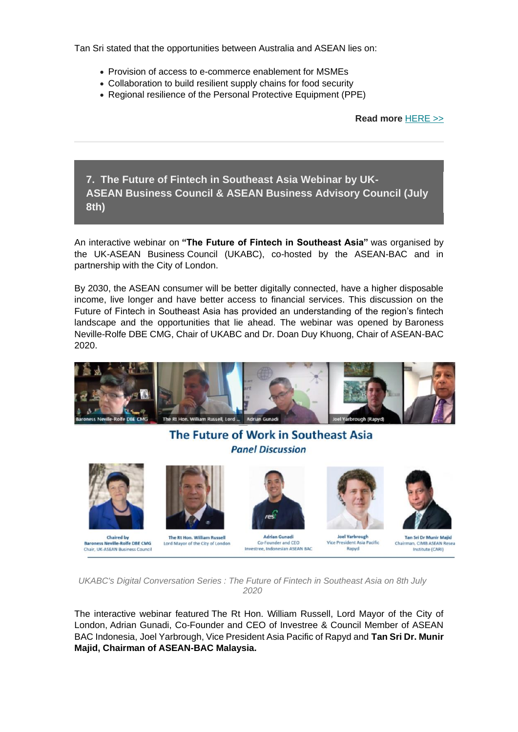Tan Sri stated that the opportunities between Australia and ASEAN lies on:

- Provision of access to e-commerce enablement for MSMEs
- Collaboration to build resilient supply chains for food security
- Regional resilience of the Personal Protective Equipment (PPE)

**Read more** HERE >>

## 7. The Future of Fintech in Southeast Asia Webinar by UK-ASEAN Business Council & ASEAN Business Advisory Council (July 8th)

An interactive webinar on **"The Future of Fintech in Southeast Asia"** was organised by the UK-ASEAN Business Council (UKABC), co-hosted by the ASEAN-BAC and in partnership with the City of London.

By 2030, the ASEAN consumer will be better digitally connected, have a higher disposable income, live longer and have better access to financial services. This discussion on the Future of Fintech in Southeast Asia has provided an understanding of the region's fintech landscape and the opportunities that lie ahead. The webinar was opened by Baroness Neville-Rolfe DBE CMG, Chair of UKABC and Dr. Doan Duy Khuong, Chair of ASEAN-BAC 2020.

*UKABC's Digital Conversation Series : The Future of Fintech in Southeast Asia on 8th July 2020*

The interactive webinar featured The Rt Hon. William Russell, Lord Mayor of the City of London, Adrian Gunadi, Co-Founder and CEO of Investree & Council Member of ASEAN BAC Indonesia, Joel Yarbrough, Vice President Asia Pacific of Rapyd and **Tan Sri Dr. Munir Majid, Chairman of ASEAN-BAC Malaysia.**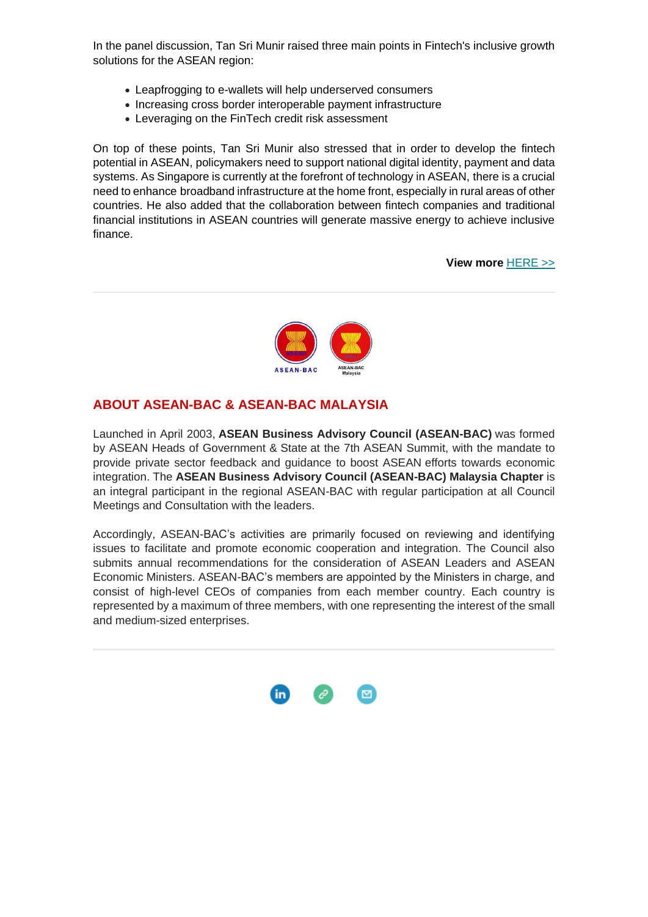In the panel discussion, Tan Sri Munir raised three main points in Fintech's inclusive growth solutions for the ASEAN region:

- Leapfrogging to e-wallets will help underserved consumers
- Increasing cross border interoperable payment infrastructure
- Leveraging on the FinTech credit risk assessment

On top of these points, Tan Sri Munir also stressed that in order to develop the fintech potential in ASEAN, policymakers need to support national digital identity, payment and data systems. As Singapore is currently at the forefront of technology in ASEAN, there is a crucial need to enhance broadband infrastructure at the home front, especially in rural areas of other countries. He also added that the collaboration between fintech companies and traditional financial institutions in ASEAN countries will generate massive energy to achieve inclusive finance.

**View more** HERE >>

---

ASEAN-BAC

ASEAN-BAC Malaysia

## ABOUT ASEAN-BAC & ASEAN-BAC MALAYSIA

Launched in April 2003, **ASEAN Business Advisory Council (ASEAN-BAC)** was formed by ASEAN Heads of Government & State at the 7th ASEAN Summit, with the mandate to provide private sector feedback and guidance to boost ASEAN efforts towards economic integration. The **ASEAN Business Advisory Council (ASEAN-BAC) Malaysia Chapter** is an integral participant in the regional ASEAN-BAC with regular participation at all Council Meetings and Consultation with the leaders.

Accordingly, ASEAN-BAC's activities are primarily focused on reviewing and identifying issues to facilitate and promote economic cooperation and integration. The Council also submits annual recommendations for the consideration of ASEAN Leaders and ASEAN Economic Ministers. ASEAN-BAC's members are appointed by the Ministers in charge, and consist of high-level CEOs of companies from each member country. Each country is represented by a maximum of three members, with one representing the interest of the small and medium-sized enterprises.

---